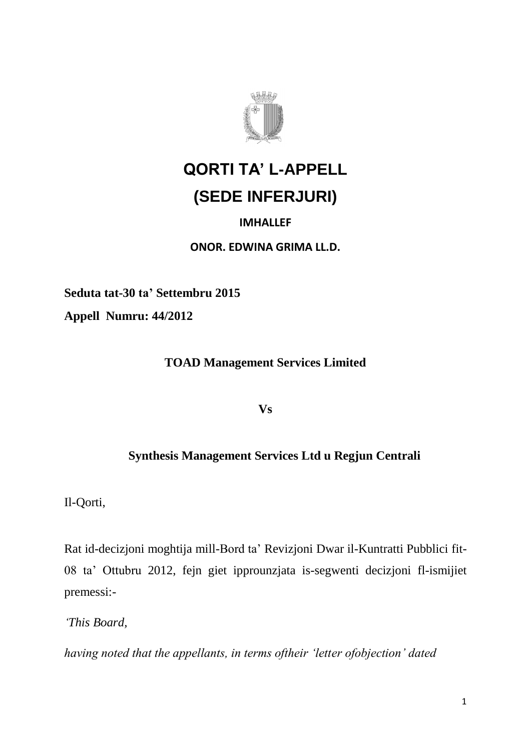# QORTI TA' L-APPELL

# (SEDE INFERJURI)

**IMHALLEF**

**ONOR. EDWINA GRIMA LL.D.**

**Seduta tat-30 ta' Settembru 2015**

**Appell Numru: 44/2012**

**TOAD Management Services Limited**

**Vs**

**Synthesis Management Services Ltd u Regjun Centrali**

Il-Qorti,

Rat id-decizjoni moghtija mill-Bord ta' Revizjoni Dwar il-Kuntratti Pubblici fit-08 ta' Ottubru 2012, fejn giet ipprounzjata is-segwenti decizjoni fl-ismijiet premessi:-

*'This Board,*

*having noted that the appellants, in terms oftheir 'letter ofobjection' dated*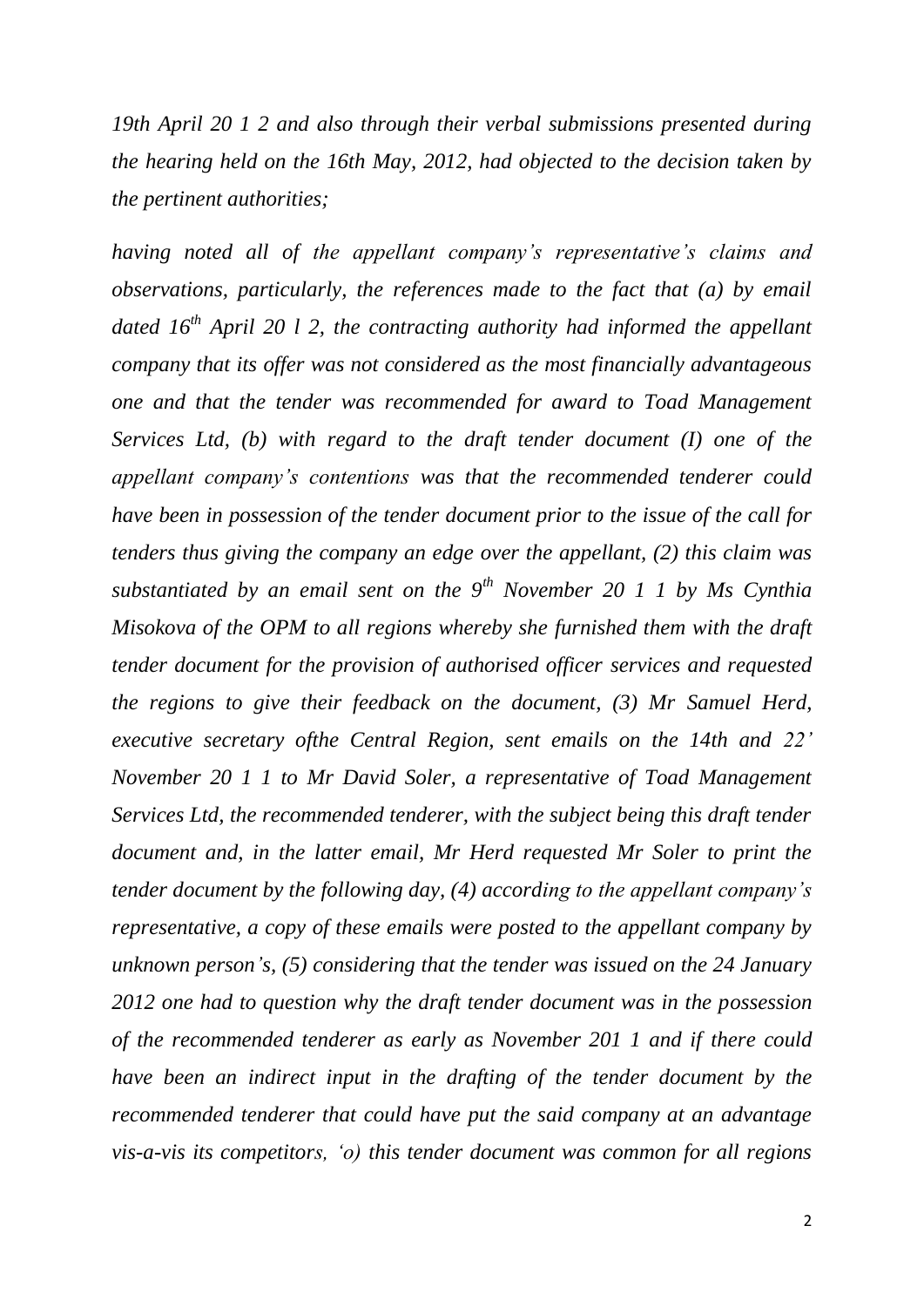*19th April 20 1 2 and also through their verbal submissions presented during the hearing held on the 16th May, 2012, had objected to the decision taken by the pertinent authorities;*

*having noted all of the appellant company's representative's claims and observations, particularly, the references made to the fact that (a) by email dated 16th April 20 l 2, the contracting authority had informed the appellant company that its offer was not considered as the most financially advantageous one and that the tender was recommended for award to Toad Management Services Ltd, (b) with regard to the draft tender document (I) one of the appellant company's contentions was that the recommended tenderer could have been in possession of the tender document prior to the issue of the call for tenders thus giving the company an edge over the appellant, (2) this claim was substantiated by an email sent on the 9th November 20 1 1 by Ms Cynthia Misokova of the OPM to all regions whereby she furnished them with the draft tender document for the provision of authorised officer services and requested the regions to give their feedback on the document, (3) Mr Samuel Herd, executive secretary ofthe Central Region, sent emails on the 14th and 22' November 20 1 1 to Mr David Soler, a representative of Toad Management Services Ltd, the recommended tenderer, with the subject being this draft tender document and, in the latter email, Mr Herd requested Mr Soler to print the tender document by the following day, (4) according to the appellant company's representative, a copy of these emails were posted to the appellant company by unknown person's, (5) considering that the tender was issued on the 24 January 2012 one had to question why the draft tender document was in the possession of the recommended tenderer as early as November 201 1 and if there could have been an indirect input in the drafting of the tender document by the recommended tenderer that could have put the said company at an advantage vis-a-vis its competitors, 'o) this tender document was common for all regions*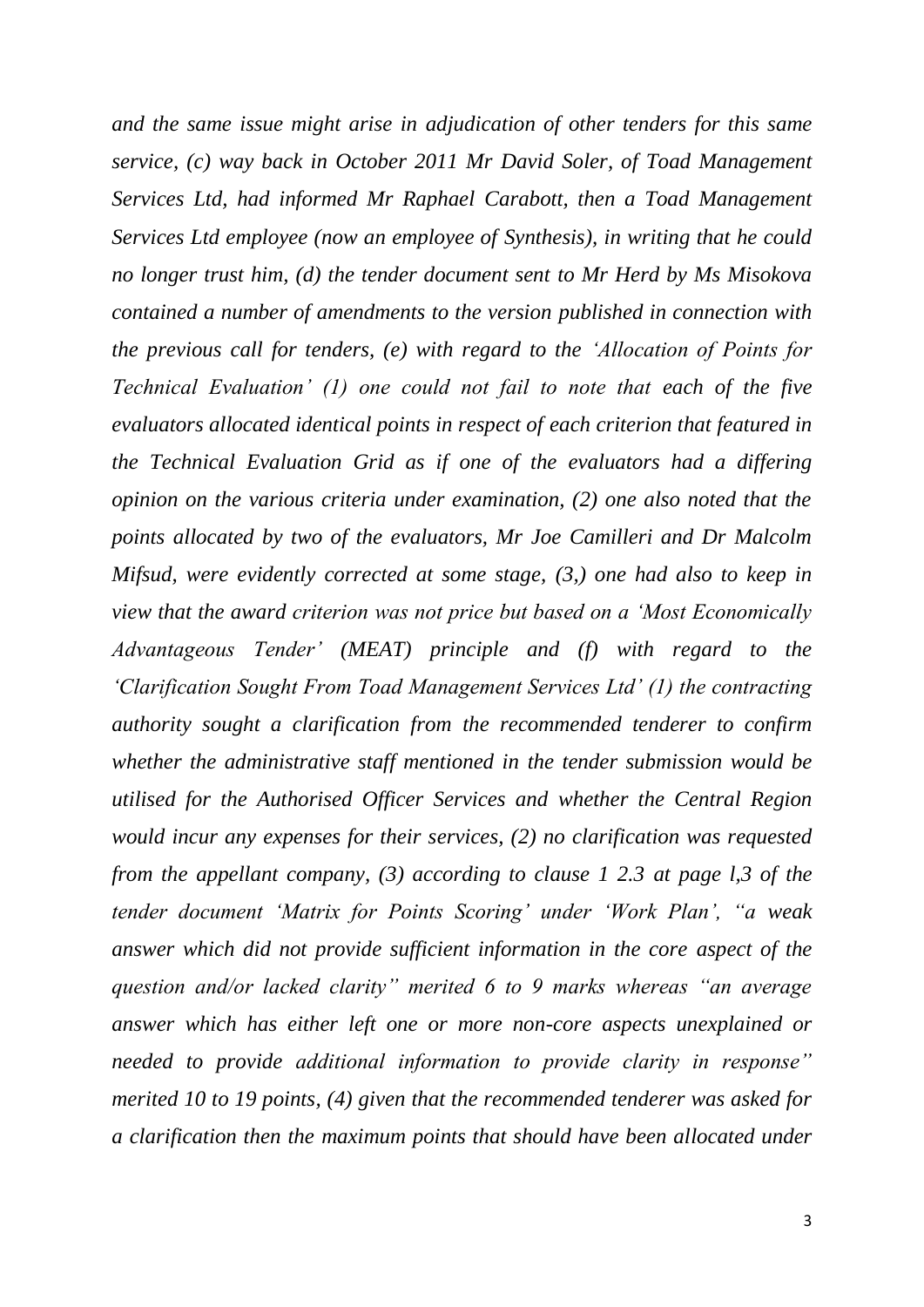*and the same issue might arise in adjudication of other tenders for this same service, (c) way back in October 2011 Mr David Soler, of Toad Management Services Ltd, had informed Mr Raphael Carabott, then a Toad Management Services Ltd employee (now an employee of Synthesis), in writing that he could no longer trust him, (d) the tender document sent to Mr Herd by Ms Misokova contained a number of amendments to the version published in connection with the previous call for tenders, (e) with regard to the 'Allocation of Points for Technical Evaluation' (1) one could not fail to note that each of the five evaluators allocated identical points in respect of each criterion that featured in the Technical Evaluation Grid as if one of the evaluators had a differing opinion on the various criteria under examination, (2) one also noted that the points allocated by two of the evaluators, Mr Joe Camilleri and Dr Malcolm Mifsud, were evidently corrected at some stage, (3,) one had also to keep in view that the award criterion was not price but based on a 'Most Economically Advantageous Tender' (MEAT) principle and (f) with regard to the 'Clarification Sought From Toad Management Services Ltd' (1) the contracting authority sought a clarification from the recommended tenderer to confirm whether the administrative staff mentioned in the tender submission would be utilised for the Authorised Officer Services and whether the Central Region would incur any expenses for their services, (2) no clarification was requested from the appellant company, (3) according to clause 1 2.3 at page l,3 of the tender document 'Matrix for Points Scoring' under 'Work Plan', "a weak answer which did not provide sufficient information in the core aspect of the question and/or lacked clarity" merited 6 to 9 marks whereas "an average answer which has either left one or more non-core aspects unexplained or needed to provide additional information to provide clarity in response" merited 10 to 19 points, (4) given that the recommended tenderer was asked for a clarification then the maximum points that should have been allocated under*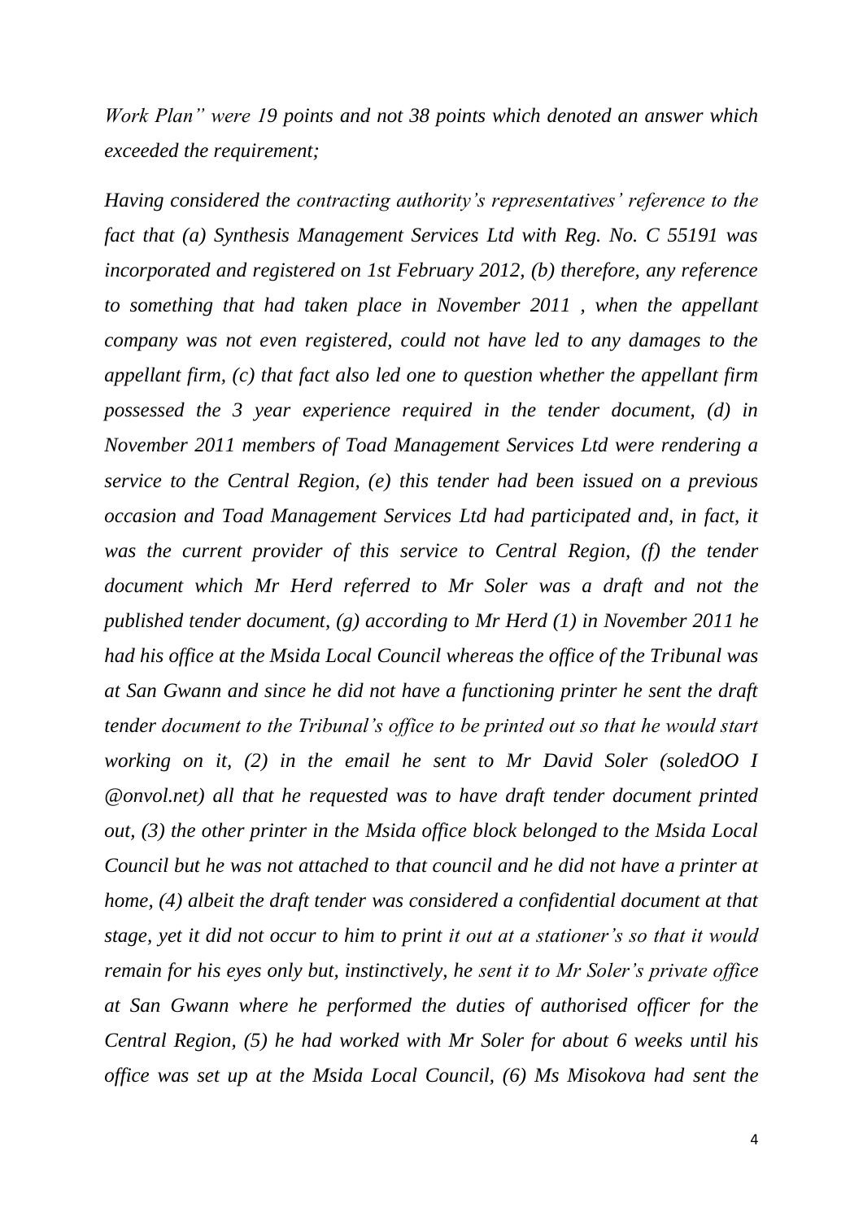*Work Plan" were 19 points and not 38 points which denoted an answer which exceeded the requirement;*

*Having considered the contracting authority's representatives' reference to the fact that (a) Synthesis Management Services Ltd with Reg. No. C 55191 was incorporated and registered on 1st February 2012, (b) therefore, any reference to something that had taken place in November 2011 , when the appellant company was not even registered, could not have led to any damages to the appellant firm, (c) that fact also led one to question whether the appellant firm possessed the 3 year experience required in the tender document, (d) in November 2011 members of Toad Management Services Ltd were rendering a service to the Central Region, (e) this tender had been issued on a previous occasion and Toad Management Services Ltd had participated and, in fact, it was the current provider of this service to Central Region, (f) the tender document which Mr Herd referred to Mr Soler was a draft and not the published tender document, (g) according to Mr Herd (1) in November 2011 he had his office at the Msida Local Council whereas the office of the Tribunal was at San Gwann and since he did not have a functioning printer he sent the draft tender document to the Tribunal's office to be printed out so that he would start working on it, (2) in the email he sent to Mr David Soler (soledOO I @onvol.net) all that he requested was to have draft tender document printed out, (3) the other printer in the Msida office block belonged to the Msida Local Council but he was not attached to that council and he did not have a printer at home, (4) albeit the draft tender was considered a confidential document at that stage, yet it did not occur to him to print it out at a stationer's so that it would remain for his eyes only but, instinctively, he sent it to Mr Soler's private office at San Gwann where he performed the duties of authorised officer for the Central Region, (5) he had worked with Mr Soler for about 6 weeks until his office was set up at the Msida Local Council, (6) Ms Misokova had sent the*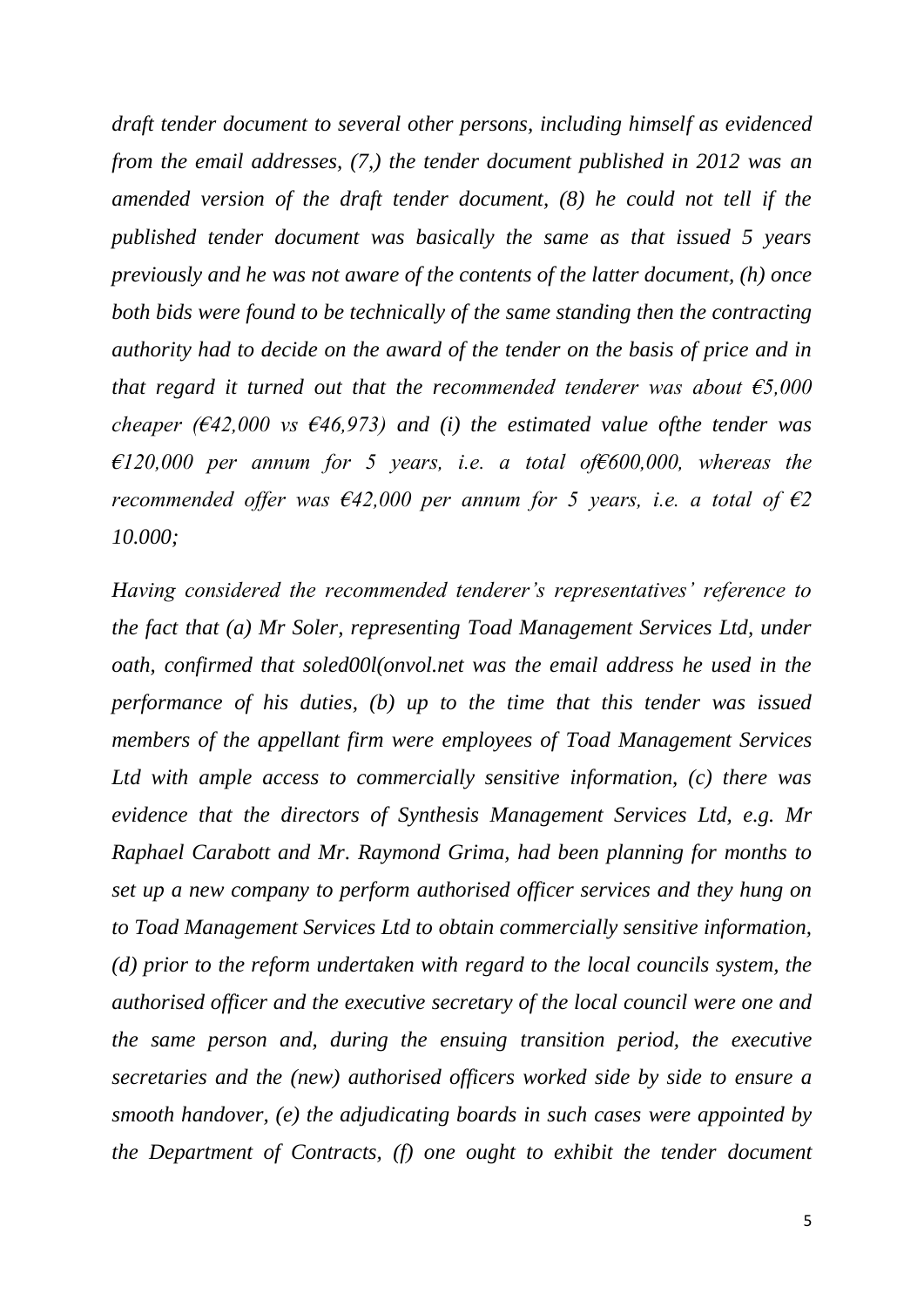*draft tender document to several other persons, including himself as evidenced from the email addresses, (7,) the tender document published in 2012 was an amended version of the draft tender document, (8) he could not tell if the published tender document was basically the same as that issued 5 years previously and he was not aware of the contents of the latter document, (h) once both bids were found to be technically of the same standing then the contracting authority had to decide on the award of the tender on the basis of price and in that regard it turned out that the recommended tenderer was about €5,000 cheaper (€42,000 vs €46,973) and (i) the estimated value ofthe tender was €120,000 per annum for 5 years, i.e. a total of€600,000, whereas the recommended offer was €42,000 per annum for 5 years, i.e. a total of €2 10.000;*

*Having considered the recommended tenderer's representatives' reference to the fact that (a) Mr Soler, representing Toad Management Services Ltd, under oath, confirmed that soled00l(onvol.net was the email address he used in the performance of his duties, (b) up to the time that this tender was issued members of the appellant firm were employees of Toad Management Services Ltd with ample access to commercially sensitive information, (c) there was evidence that the directors of Synthesis Management Services Ltd, e.g. Mr Raphael Carabott and Mr. Raymond Grima, had been planning for months to set up a new company to perform authorised officer services and they hung on to Toad Management Services Ltd to obtain commercially sensitive information, (d) prior to the reform undertaken with regard to the local councils system, the authorised officer and the executive secretary of the local council were one and the same person and, during the ensuing transition period, the executive secretaries and the (new) authorised officers worked side by side to ensure a smooth handover, (e) the adjudicating boards in such cases were appointed by the Department of Contracts, (f) one ought to exhibit the tender document*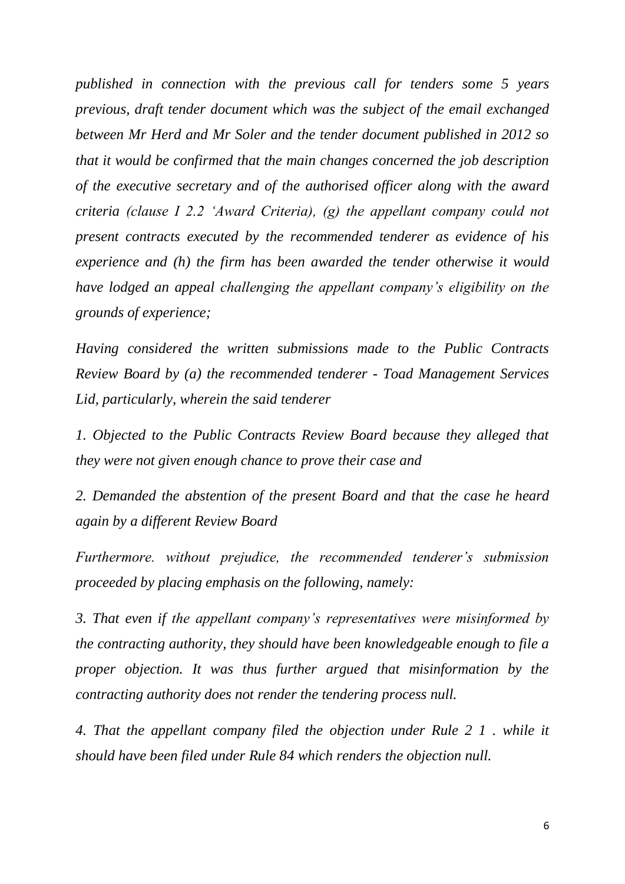*published in connection with the previous call for tenders some 5 years previous, draft tender document which was the subject of the email exchanged between Mr Herd and Mr Soler and the tender document published in 2012 so that it would be confirmed that the main changes concerned the job description of the executive secretary and of the authorised officer along with the award criteria (clause I 2.2 'Award Criteria), (g) the appellant company could not present contracts executed by the recommended tenderer as evidence of his experience and (h) the firm has been awarded the tender otherwise it would have lodged an appeal challenging the appellant company's eligibility on the grounds of experience;*

*Having considered the written submissions made to the Public Contracts Review Board by (a) the recommended tenderer - Toad Management Services Lid, particularly, wherein the said tenderer*

*1. Objected to the Public Contracts Review Board because they alleged that they were not given enough chance to prove their case and*

*2. Demanded the abstention of the present Board and that the case he heard again by a different Review Board*

*Furthermore. without prejudice, the recommended tenderer's submission proceeded by placing emphasis on the following, namely:*

*3. That even if the appellant company's representatives were misinformed by the contracting authority, they should have been knowledgeable enough to file a proper objection. It was thus further argued that misinformation by the contracting authority does not render the tendering process null.*

*4. That the appellant company filed the objection under Rule 2 1 . while it should have been filed under Rule 84 which renders the objection null.*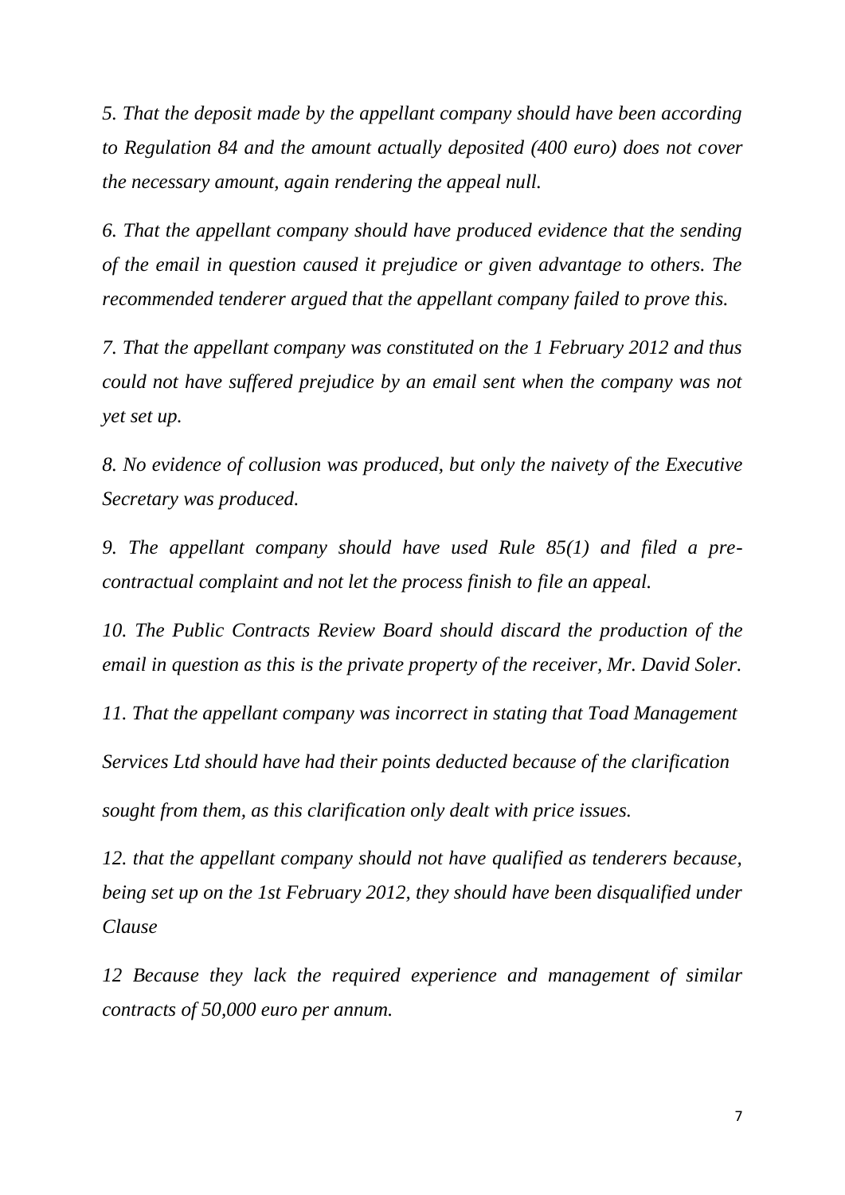*5. That the deposit made by the appellant company should have been according to Regulation 84 and the amount actually deposited (400 euro) does not cover the necessary amount, again rendering the appeal null.*

*6. That the appellant company should have produced evidence that the sending of the email in question caused it prejudice or given advantage to others. The recommended tenderer argued that the appellant company failed to prove this.*

*7. That the appellant company was constituted on the 1 February 2012 and thus could not have suffered prejudice by an email sent when the company was not yet set up.*

*8. No evidence of collusion was produced, but only the naivety of the Executive Secretary was produced.*

*9. The appellant company should have used Rule 85(1) and filed a pre-contractual complaint and not let the process finish to file an appeal.*

*10. The Public Contracts Review Board should discard the production of the email in question as this is the private property of the receiver, Mr. David Soler.*

*11. That the appellant company was incorrect in stating that Toad Management Services Ltd should have had their points deducted because of the clarification sought from them, as this clarification only dealt with price issues.*

*12. that the appellant company should not have qualified as tenderers because, being set up on the 1st February 2012, they should have been disqualified under Clause*

*12 Because they lack the required experience and management of similar contracts of 50,000 euro per annum.*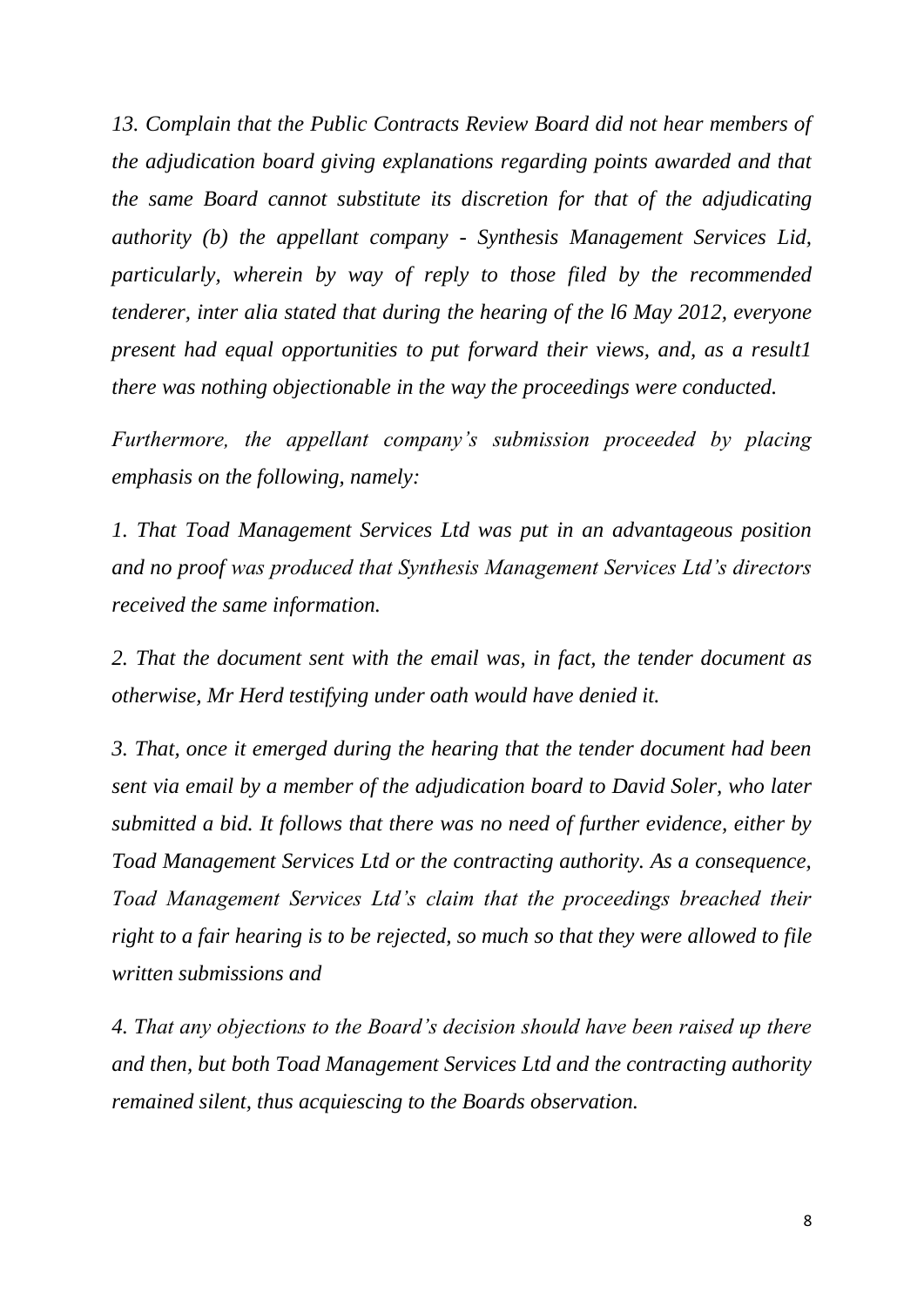*13. Complain that the Public Contracts Review Board did not hear members of the adjudication board giving explanations regarding points awarded and that the same Board cannot substitute its discretion for that of the adjudicating authority (b) the appellant company - Synthesis Management Services Lid, particularly, wherein by way of reply to those filed by the recommended tenderer, inter alia stated that during the hearing of the l6 May 2012, everyone present had equal opportunities to put forward their views, and, as a result1 there was nothing objectionable in the way the proceedings were conducted.*

*Furthermore, the appellant company's submission proceeded by placing emphasis on the following, namely:*

*1. That Toad Management Services Ltd was put in an advantageous position and no proof was produced that Synthesis Management Services Ltd's directors received the same information.*

*2. That the document sent with the email was, in fact, the tender document as otherwise, Mr Herd testifying under oath would have denied it.*

*3. That, once it emerged during the hearing that the tender document had been sent via email by a member of the adjudication board to David Soler, who later submitted a bid. It follows that there was no need of further evidence, either by Toad Management Services Ltd or the contracting authority. As a consequence, Toad Management Services Ltd's claim that the proceedings breached their right to a fair hearing is to be rejected, so much so that they were allowed to file written submissions and*

*4. That any objections to the Board's decision should have been raised up there and then, but both Toad Management Services Ltd and the contracting authority remained silent, thus acquiescing to the Boards observation.*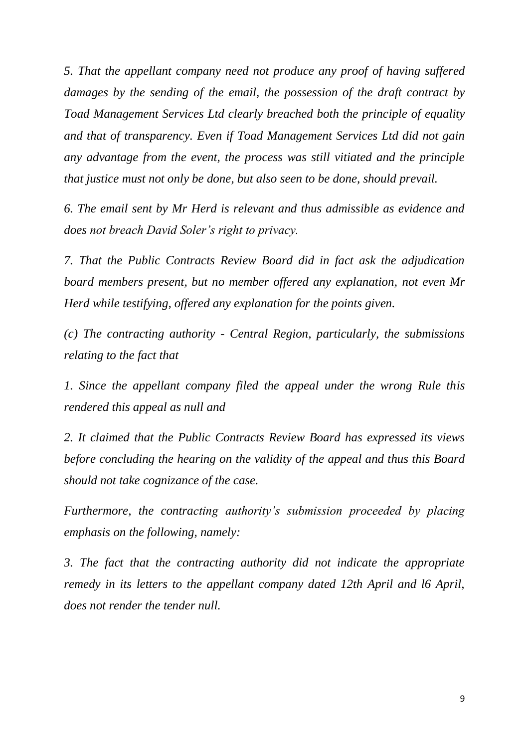*5. That the appellant company need not produce any proof of having suffered damages by the sending of the email, the possession of the draft contract by Toad Management Services Ltd clearly breached both the principle of equality and that of transparency. Even if Toad Management Services Ltd did not gain any advantage from the event, the process was still vitiated and the principle that justice must not only be done, but also seen to be done, should prevail.*

*6. The email sent by Mr Herd is relevant and thus admissible as evidence and does not breach David Soler's right to privacy.*

*7. That the Public Contracts Review Board did in fact ask the adjudication board members present, but no member offered any explanation, not even Mr Herd while testifying, offered any explanation for the points given.*

*(c) The contracting authority - Central Region, particularly, the submissions relating to the fact that*

*1. Since the appellant company filed the appeal under the wrong Rule this rendered this appeal as null and*

*2. It claimed that the Public Contracts Review Board has expressed its views before concluding the hearing on the validity of the appeal and thus this Board should not take cognizance of the case.*

*Furthermore, the contracting authority's submission proceeded by placing emphasis on the following, namely:*

*3. The fact that the contracting authority did not indicate the appropriate remedy in its letters to the appellant company dated 12th April and l6 April, does not render the tender null.*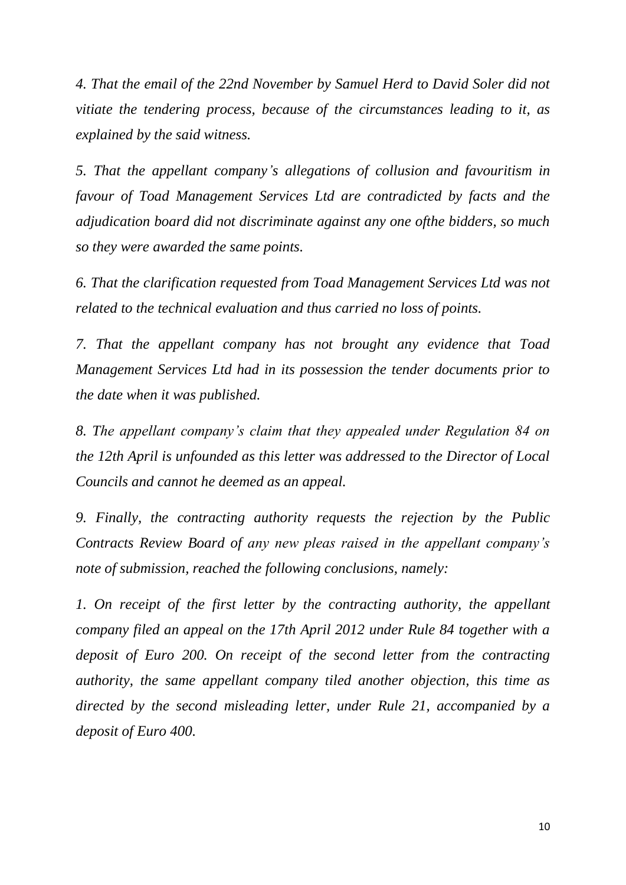*4. That the email of the 22nd November by Samuel Herd to David Soler did not vitiate the tendering process, because of the circumstances leading to it, as explained by the said witness.*

*5. That the appellant company's allegations of collusion and favouritism in favour of Toad Management Services Ltd are contradicted by facts and the adjudication board did not discriminate against any one ofthe bidders, so much so they were awarded the same points.*

*6. That the clarification requested from Toad Management Services Ltd was not related to the technical evaluation and thus carried no loss of points.*

*7. That the appellant company has not brought any evidence that Toad Management Services Ltd had in its possession the tender documents prior to the date when it was published.*

*8. The appellant company's claim that they appealed under Regulation 84 on the 12th April is unfounded as this letter was addressed to the Director of Local Councils and cannot he deemed as an appeal.*

*9. Finally, the contracting authority requests the rejection by the Public Contracts Review Board of any new pleas raised in the appellant company's note of submission, reached the following conclusions, namely:*

*1. On receipt of the first letter by the contracting authority, the appellant company filed an appeal on the 17th April 2012 under Rule 84 together with a deposit of Euro 200. On receipt of the second letter from the contracting authority, the same appellant company tiled another objection, this time as directed by the second misleading letter, under Rule 21, accompanied by a deposit of Euro 400.*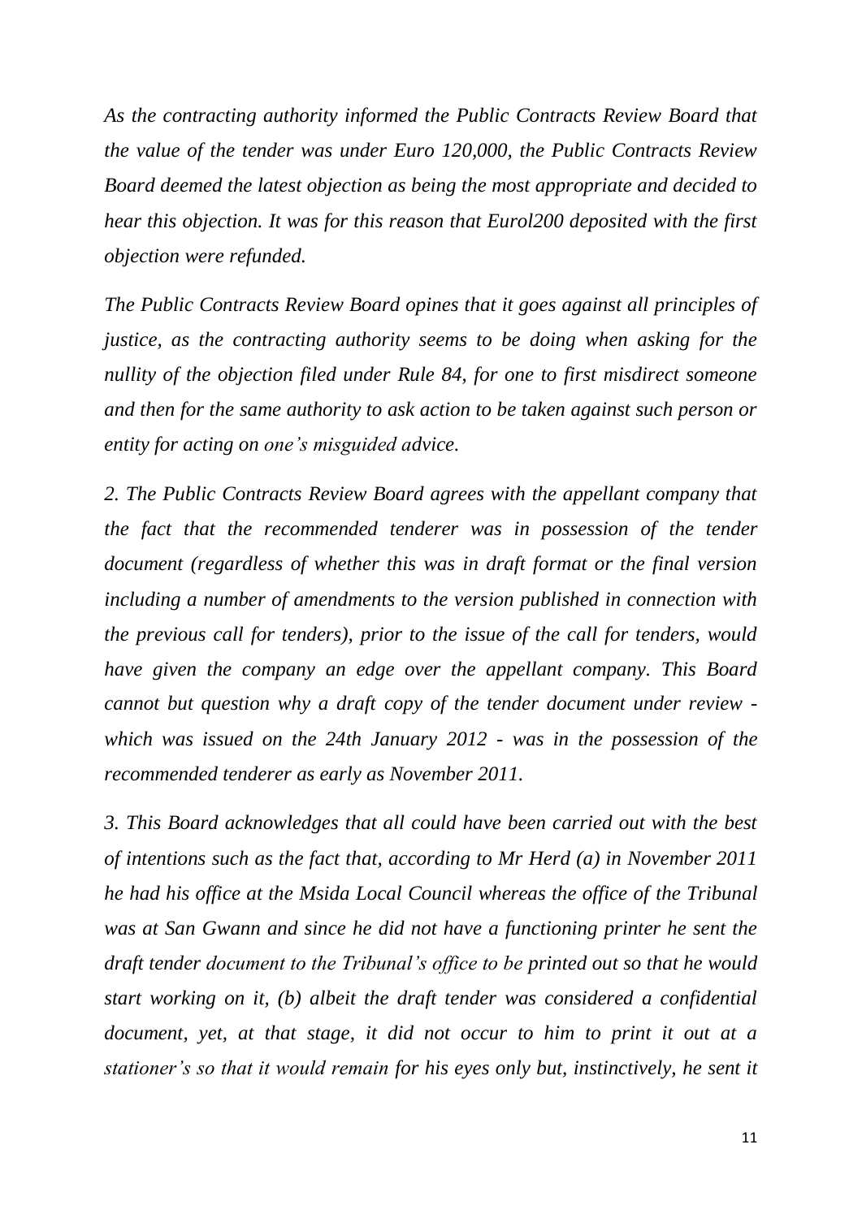*As the contracting authority informed the Public Contracts Review Board that the value of the tender was under Euro 120,000, the Public Contracts Review Board deemed the latest objection as being the most appropriate and decided to hear this objection. It was for this reason that Eurol200 deposited with the first objection were refunded.*

*The Public Contracts Review Board opines that it goes against all principles of justice, as the contracting authority seems to be doing when asking for the nullity of the objection filed under Rule 84, for one to first misdirect someone and then for the same authority to ask action to be taken against such person or entity for acting on one's misguided advice.*

*2. The Public Contracts Review Board agrees with the appellant company that the fact that the recommended tenderer was in possession of the tender document (regardless of whether this was in draft format or the final version including a number of amendments to the version published in connection with the previous call for tenders), prior to the issue of the call for tenders, would have given the company an edge over the appellant company. This Board cannot but question why a draft copy of the tender document under review - which was issued on the 24th January 2012 - was in the possession of the recommended tenderer as early as November 2011.*

*3. This Board acknowledges that all could have been carried out with the best of intentions such as the fact that, according to Mr Herd (a) in November 2011 he had his office at the Msida Local Council whereas the office of the Tribunal was at San Gwann and since he did not have a functioning printer he sent the draft tender document to the Tribunal's office to be printed out so that he would start working on it, (b) albeit the draft tender was considered a confidential document, yet, at that stage, it did not occur to him to print it out at a stationer's so that it would remain for his eyes only but, instinctively, he sent it*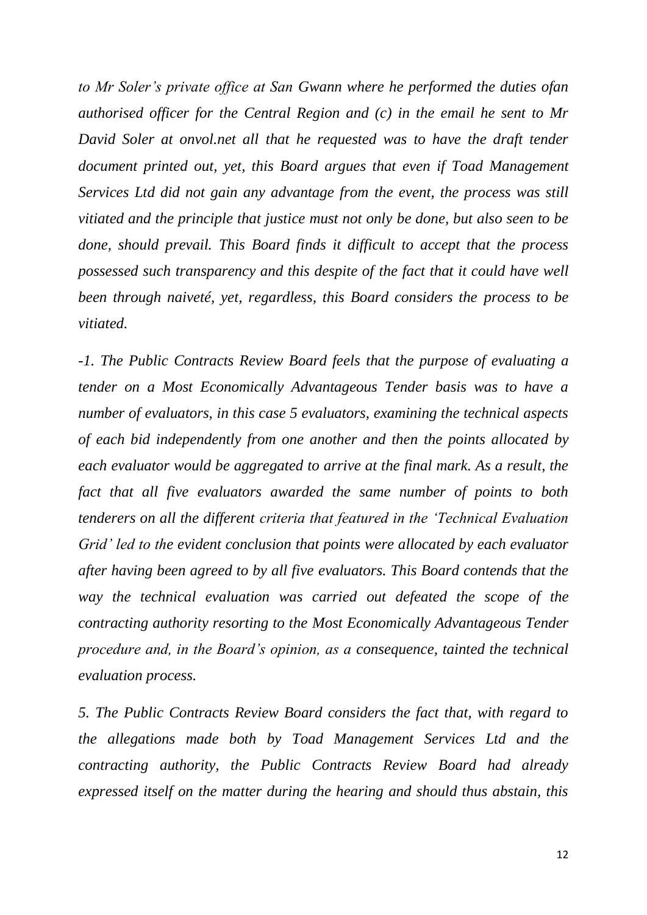*to Mr Soler's private office at San Gwann where he performed the duties ofan authorised officer for the Central Region and (c) in the email he sent to Mr David Soler at onvol.net all that he requested was to have the draft tender document printed out, yet, this Board argues that even if Toad Management Services Ltd did not gain any advantage from the event, the process was still vitiated and the principle that justice must not only be done, but also seen to be done, should prevail. This Board finds it difficult to accept that the process possessed such transparency and this despite of the fact that it could have well been through naiveté, yet, regardless, this Board considers the process to be vitiated.*

*-1. The Public Contracts Review Board feels that the purpose of evaluating a tender on a Most Economically Advantageous Tender basis was to have a number of evaluators, in this case 5 evaluators, examining the technical aspects of each bid independently from one another and then the points allocated by each evaluator would be aggregated to arrive at the final mark. As a result, the fact that all five evaluators awarded the same number of points to both tenderers on all the different criteria that featured in the 'Technical Evaluation Grid' led to the evident conclusion that points were allocated by each evaluator after having been agreed to by all five evaluators. This Board contends that the way the technical evaluation was carried out defeated the scope of the contracting authority resorting to the Most Economically Advantageous Tender procedure and, in the Board's opinion, as a consequence, tainted the technical evaluation process.*

*5. The Public Contracts Review Board considers the fact that, with regard to the allegations made both by Toad Management Services Ltd and the contracting authority, the Public Contracts Review Board had already expressed itself on the matter during the hearing and should thus abstain, this*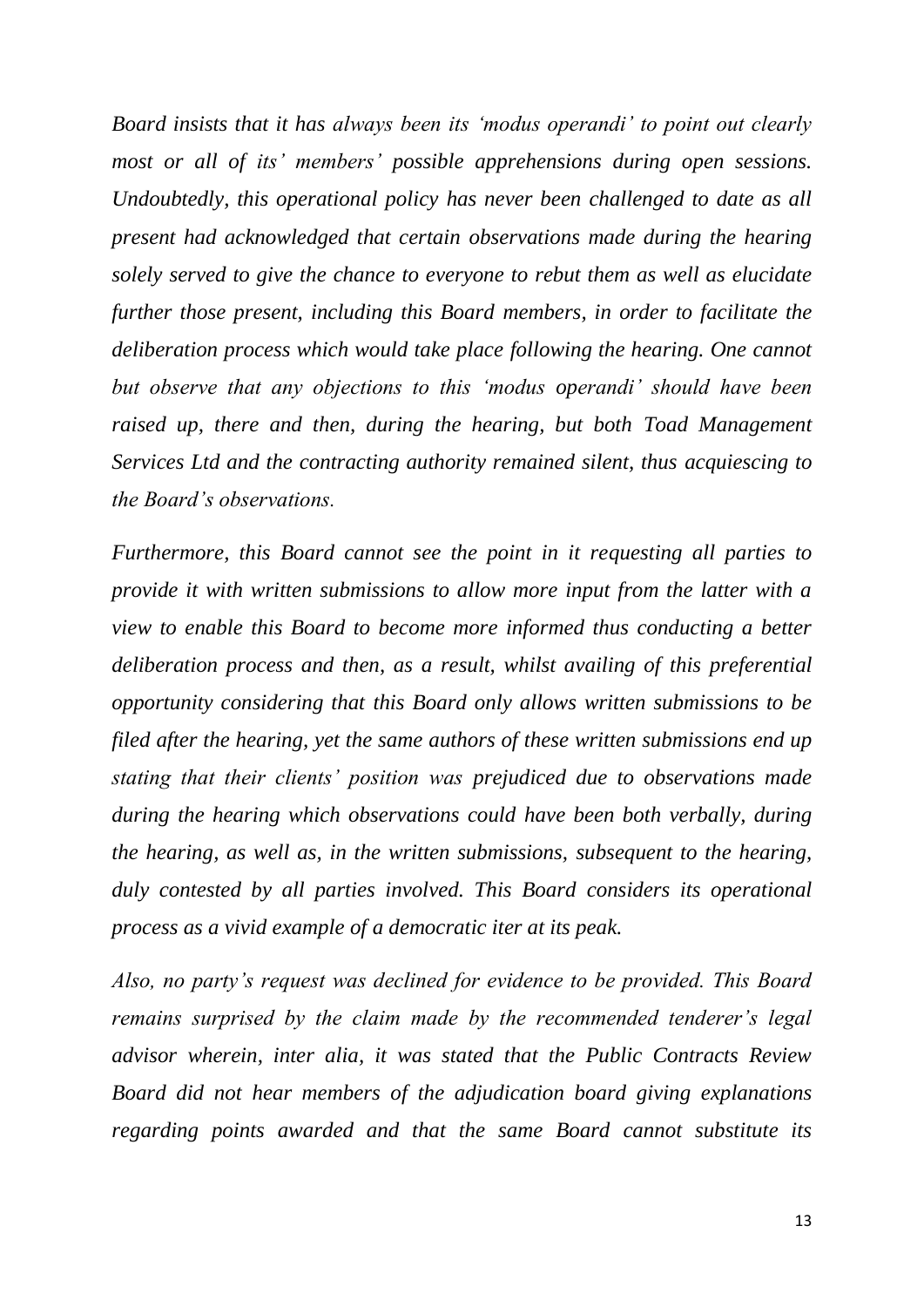*Board insists that it has always been its 'modus operandi' to point out clearly most or all of its' members' possible apprehensions during open sessions. Undoubtedly, this operational policy has never been challenged to date as all present had acknowledged that certain observations made during the hearing solely served to give the chance to everyone to rebut them as well as elucidate further those present, including this Board members, in order to facilitate the deliberation process which would take place following the hearing. One cannot but observe that any objections to this 'modus operandi' should have been raised up, there and then, during the hearing, but both Toad Management Services Ltd and the contracting authority remained silent, thus acquiescing to the Board's observations.*

*Furthermore, this Board cannot see the point in it requesting all parties to provide it with written submissions to allow more input from the latter with a view to enable this Board to become more informed thus conducting a better deliberation process and then, as a result, whilst availing of this preferential opportunity considering that this Board only allows written submissions to be filed after the hearing, yet the same authors of these written submissions end up stating that their clients' position was prejudiced due to observations made during the hearing which observations could have been both verbally, during the hearing, as well as, in the written submissions, subsequent to the hearing, duly contested by all parties involved. This Board considers its operational process as a vivid example of a democratic iter at its peak.*

*Also, no party's request was declined for evidence to be provided. This Board remains surprised by the claim made by the recommended tenderer's legal advisor wherein, inter alia, it was stated that the Public Contracts Review Board did not hear members of the adjudication board giving explanations regarding points awarded and that the same Board cannot substitute its*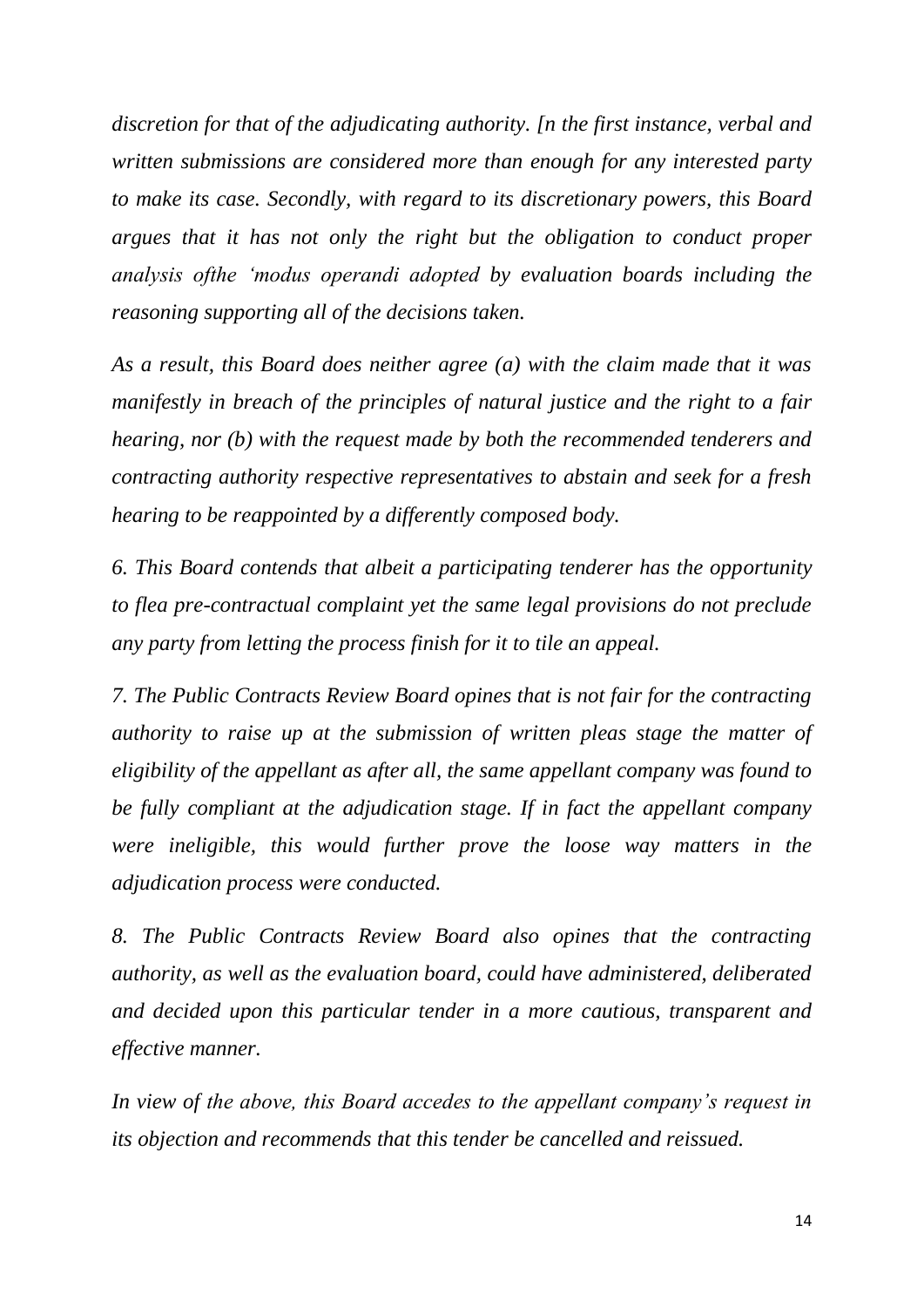*discretion for that of the adjudicating authority. [n the first instance, verbal and written submissions are considered more than enough for any interested party to make its case. Secondly, with regard to its discretionary powers, this Board argues that it has not only the right but the obligation to conduct proper analysis ofthe 'modus operandi adopted by evaluation boards including the reasoning supporting all of the decisions taken.*

*As a result, this Board does neither agree (a) with the claim made that it was manifestly in breach of the principles of natural justice and the right to a fair hearing, nor (b) with the request made by both the recommended tenderers and contracting authority respective representatives to abstain and seek for a fresh hearing to be reappointed by a differently composed body.*

*6. This Board contends that albeit a participating tenderer has the opportunity to flea pre-contractual complaint yet the same legal provisions do not preclude any party from letting the process finish for it to tile an appeal.*

*7. The Public Contracts Review Board opines that is not fair for the contracting authority to raise up at the submission of written pleas stage the matter of eligibility of the appellant as after all, the same appellant company was found to be fully compliant at the adjudication stage. If in fact the appellant company were ineligible, this would further prove the loose way matters in the adjudication process were conducted.*

*8. The Public Contracts Review Board also opines that the contracting authority, as well as the evaluation board, could have administered, deliberated and decided upon this particular tender in a more cautious, transparent and effective manner.*

*In view of the above, this Board accedes to the appellant company's request in its objection and recommends that this tender be cancelled and reissued.*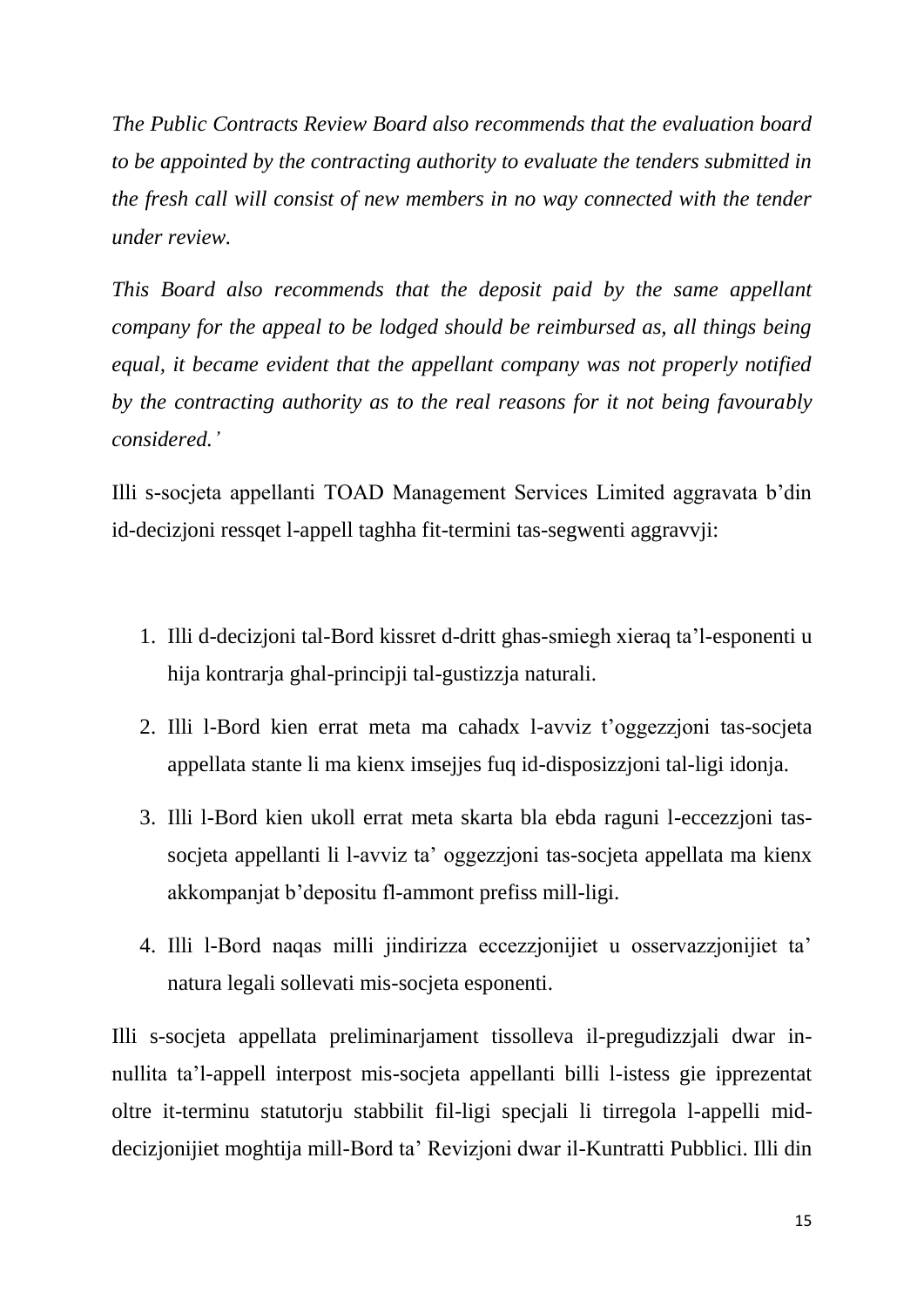*The Public Contracts Review Board also recommends that the evaluation board to be appointed by the contracting authority to evaluate the tenders submitted in the fresh call will consist of new members in no way connected with the tender under review.*

*This Board also recommends that the deposit paid by the same appellant company for the appeal to be lodged should be reimbursed as, all things being equal, it became evident that the appellant company was not properly notified by the contracting authority as to the real reasons for it not being favourably considered.'*

Illi s-socjeta appellanti TOAD Management Services Limited aggravata b'din id-decizjoni ressqet l-appell taghha fit-termini tas-segwenti aggravvji:

1. Illi d-decizjoni tal-Bord kissret d-dritt ghas-smiegh xieraq ta'l-esponenti u hija kontrarja ghal-principji tal-gustizzja naturali.
2. Illi l-Bord kien errat meta ma cahadx l-avviz t'oggezzjoni tas-socjeta appellata stante li ma kienx imsejjes fuq id-disposizzjoni tal-ligi idonja.
3. Illi l-Bord kien ukoll errat meta skarta bla ebda raguni l-eccezzjoni tas-socjeta appellanti li l-avviz ta' oggezzjoni tas-socjeta appellata ma kienx akkompanjat b'depositu fl-ammont prefiss mill-ligi.
4. Illi l-Bord naqas milli jindirizza eccezzjonijiet u osservazzjonijiet ta' natura legali sollevati mis-socjeta esponenti.

Illi s-socjeta appellata preliminarjament tissolleva il-pregudizzjali dwar in-nullita ta'l-appell interpost mis-socjeta appellanti billi l-istess gieipprezentat oltre it-terminu statutorju stabbilit fil-ligi specjali li tirregola l-appelli mid-decizjonijiet moghtija mill-Bord ta' Revizjoni dwar il-Kuntratti Pubblici. Illi din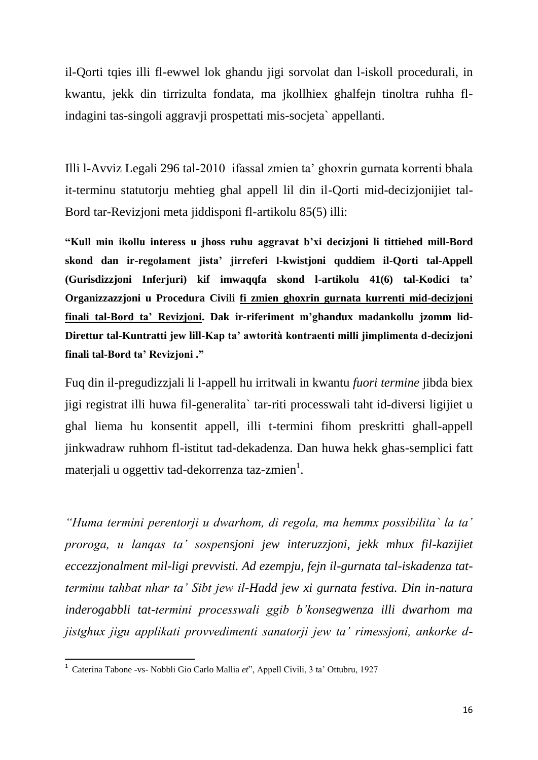il-Qorti tqies illi fl-ewwel lok ghandu jigi sorvolat dan l-iskoll procedurali, in kwantu, jekk din tirrizulta fondata, ma jkollhiex ghalfejn tinoltra ruhha fl-indagini tas-singoli aggravji prospettati mis-socjeta` appellanti.

Illi l-Avviz Legali 296 tal-2010 ifassal zmien ta' ghoxrin gurnata korrenti bhala it-terminu statutorju mehtieg ghal appell lil din il-Qorti mid-decizjonijiet tal-Bord tar-Revizjoni meta jiddisponi fl-artikolu 85(5) illi:

**"Kull min ikollu interess u jhoss ruhu aggravat b'xi decizjoni li tittiehed mill-Bord skond dan ir-regolament jista' jirreferi l-kwistjoni quddiem il-Qorti tal-Appell (Gurisdizzjoni Inferjuri) kif imwaqqfa skond l-artikolu 41(6) tal-Kodici ta' Organizzazzjoni u Procedura Civili <u>fi zmien ghoxrin gurnata kurrenti mid-decizjoni finali tal-Bord ta' Revizjoni</u>. Dak ir-riferiment m'ghandux madankollu jzomm lid-Direttur tal-Kuntratti jew lill-Kap ta' awtorità kontraenti milli jimplimenta d-decizjoni finali tal-Bord ta' Revizjoni ."**

Fuq din il-pregudizzjali li l-appell hu irritwali in kwantu *fuori termine* jibda biex jigi registrat illi huwa fil-generalita` tar-riti processwali taht id-diversi ligijiet u ghal liema hu konsentit appell, illi t-termini fihom preskritti ghall-appell jinkwadraw ruhhom fl-istitut tad-dekadenza. Dan huwa hekk ghas-semplici fatt materjali u oggettiv tad-dekorrenza taz-zmien[1].

*"Huma termini perentorji u dwarhom, di regola, ma hemmx possibilita` la ta' proroga, u lanqas ta' sospensjoni jew interuzzjoni, jekk mhux fil-kazijiet eccezzjonalment mil-ligi prevvisti. Ad ezempju, fejn il-gurnata tal-iskadenza tat-terminu tahbat nhar ta' Sibt jew il-Hadd jew xi gurnata festiva. Din in-natura inderogabbli tat-termini processwali ggib b'konsegwenza illi dwarhom ma jistghux jigu applikati provvedimenti sanatorji jew ta' rimessjoni, ankorke d-*

[1] Caterina Tabone -vs- Nobbli Gio Carlo Mallia *et*", Appell Civili, 3 ta' Ottubru, 1927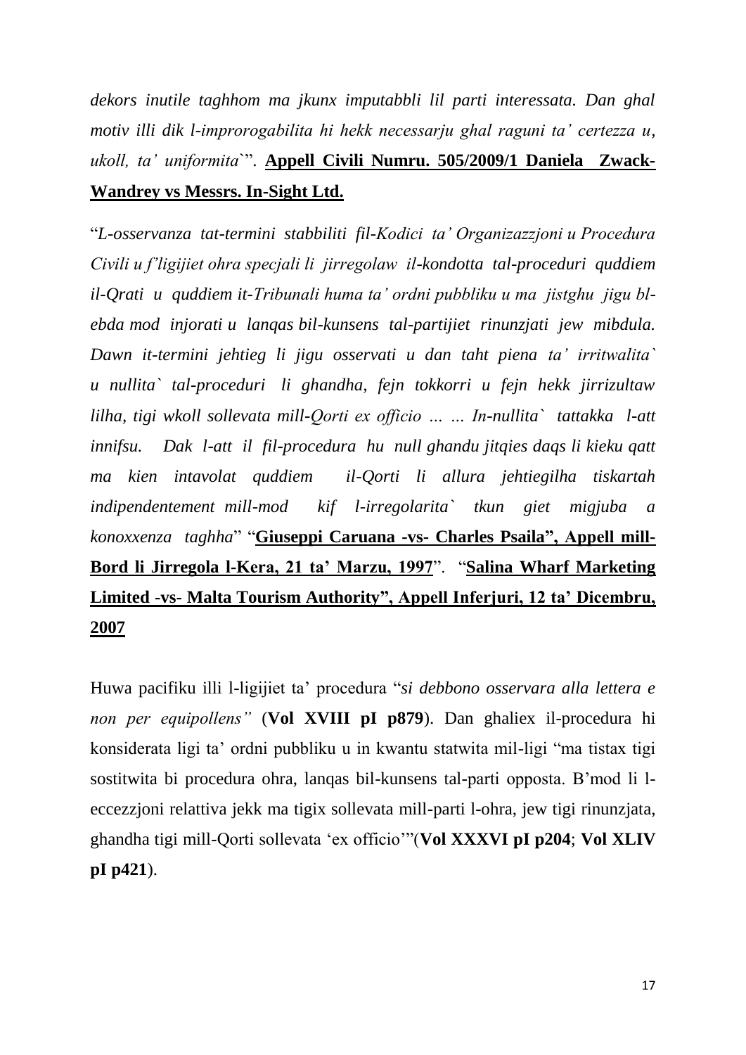*dekors inutile taghhom ma jkunx imputabbli lil parti interessata. Dan ghal motiv illi dik l-improrogabilita hi hekk necessarju ghal raguni ta' certezza u, ukoll, ta' uniformita`*". **Appell Civili Numru. 505/2009/1 Daniela Zwack-Wandrey vs Messrs. In-Sight Ltd.**

"*L-osservanza tat-termini stabbiliti fil-Kodici ta' Organizazzjoni u Procedura Civili u f'ligijiet ohra specjali li jirregolaw il-kondotta tal-proceduri quddiem il-Qrati u quddiem it-Tribunali huma ta' ordni pubbliku u ma jistghu jigu bl-ebda mod injorati u lanqas bil-kunsens tal-partijiet rinunzjati jew mibdula. Dawn it-termini jehtieg li jigu osservati u dan taht piena ta' irritwalita` u nullita` tal-proceduri li ghandha, fejn tokkorri u fejn hekk jirrizultaw lilha, tigi wkoll sollevata mill-Qorti ex officio … … In-nullita` tattakka l-att innifsu. Dak l-att il fil-procedura hu null ghandu jitqies daqs li kieku qatt ma kien intavolat quddiem il-Qorti li allura jehtiegilha tiskartah indipendentement mill-mod kif l-irregolarita` tkun giet migjuba a konoxxenza taghha*" "**Giuseppi Caruana -vs- Charles Psaila", Appell mill-Bord li Jirregola l-Kera, 21 ta' Marzu, 1997**". "**Salina Wharf Marketing Limited -vs- Malta Tourism Authority", Appell Inferjuri, 12 ta' Dicembru, 2007**

Huwa pacifiku illi l-ligijiet ta' procedura "*si debbono osservara alla lettera e non per equipollens"* (**Vol XVIII pI p879**). Dan ghaliex il-procedura hi konsiderata ligi ta' ordni pubbliku u in kwantu statwita mil-ligi "ma tistax tigi sostitwita bi procedura ohra, lanqas bil-kunsens tal-parti opposta. B'mod li l-eccezzjoni relattiva jekk ma tigix sollevata mill-parti l-ohra, jew tigi rinunzjata, ghandha tigi mill-Qorti sollevata 'ex officio'"(**Vol XXXVI pI p204**; **Vol XLIV pI p421**).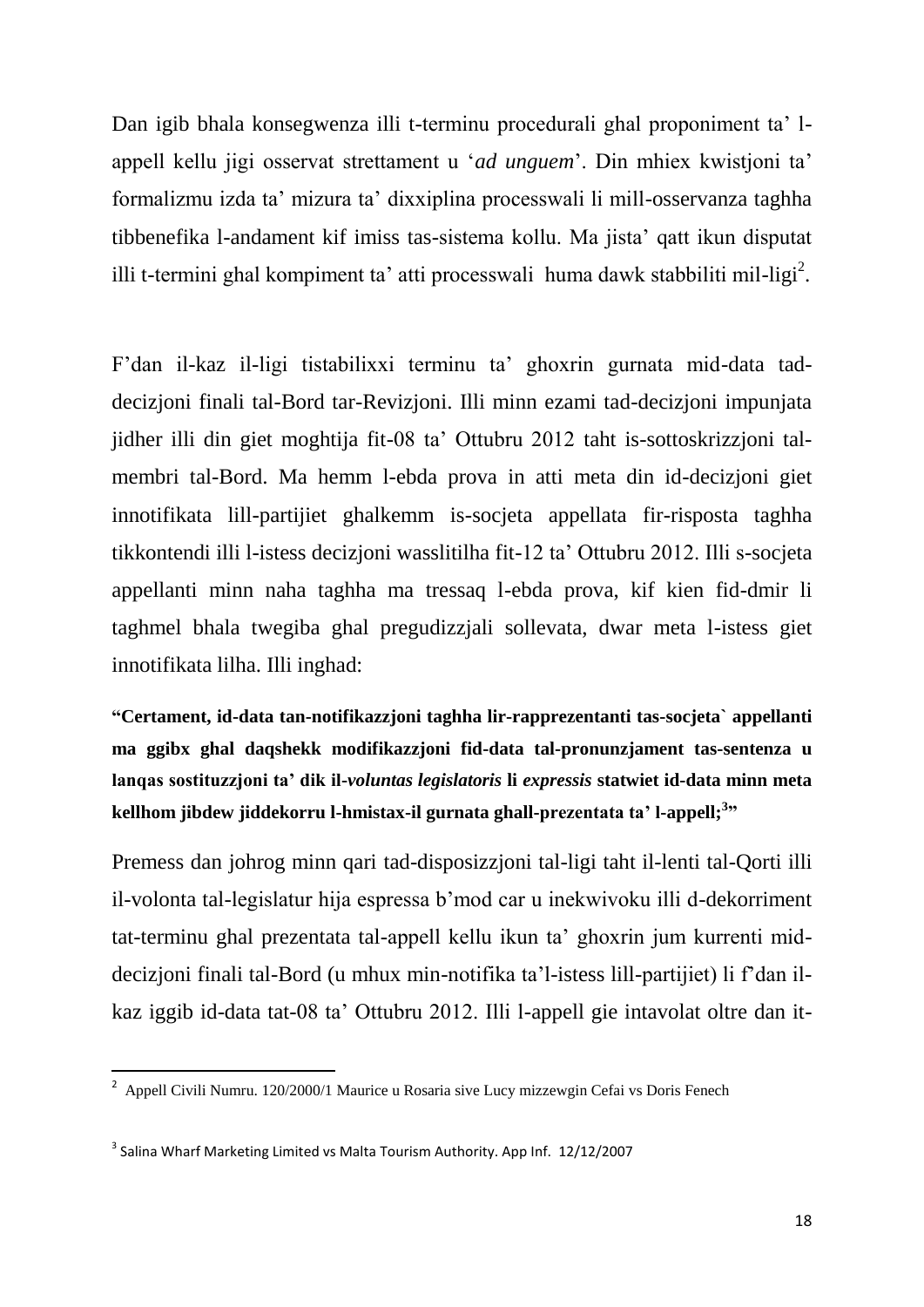Dan igib bhala konsegwenza illi t-terminu procedurali ghal proponiment ta' l-appell kellu jigi osservat strettament u '*ad unguem*'. Din mhiex kwistjoni ta' formalizmu izda ta' mizura ta' dixxiplina processwali li mill-osservanza taghha tibbenefika l-andament kif imiss tas-sistema kollu. Ma jista' qatt ikun disputat illi t-termini ghal kompiment ta' atti processwali huma dawk stabbiliti mil-ligi[2].

F'dan il-kaz il-ligi tistabilixxi terminu ta' ghoxrin gurnata mid-data tad-decizjoni finali tal-Bord tar-Revizjoni. Illi minn ezami tad-decizjoni impunjata jidher illi din giet moghtija fit-08 ta' Ottubru 2012 taht is-sottoskrizzjoni tal-membri tal-Bord. Ma hemm l-ebda prova in atti meta din id-decizjoni giet innotifikata lill-partijiet ghalkemm is-socjeta appellata fir-risposta taghha tikkontendi illi l-istess decizjoni wasslitilha fit-12 ta' Ottubru 2012. Illi s-socjeta appellanti minn naha taghha ma tressaq l-ebda prova, kif kien fid-dmir li taghmel bhala twegiba ghal pregudizzjali sollevata, dwar meta l-istess giet innotifikata lilha. Illi inghad:

**"Certament, id-data tan-notifikazzjoni taghha lir-rapprezentanti tas-socjeta` appellanti ma ggibx ghal daqshekk modifikazzjoni fid-data tal-pronunzjament tas-sentenza u lanqas sostituzzjoni ta' dik il-*voluntas legislatoris* li *expressis* statwiet id-data minn meta kellhom jibdew jiddekorru l-hmistax-il gurnata ghall-prezentata ta' l-appell;[3]"**

Premess dan johrog minn qari tad-disposizzjoni tal-ligi taht il-lenti tal-Qorti illi il-volonta tal-legislatur hija espressa b'mod car u inekwivoku illi d-dekorriment tat-terminu ghal prezentata tal-appell kellu ikun ta' ghoxrin jum kurrenti mid-decizjoni finali tal-Bord (u mhux min-notifika ta'l-istess lill-partijiet) li f'dan il-kaz iggib id-data tat-08 ta' Ottubru 2012. Illi l-appell gie intavolat oltre dan it-

---

[2] Appell Civili Numru. 120/2000/1 Maurice u Rosaria sive Lucy mizzewgin Cefai vs Doris Fenech

[3] Salina Wharf Marketing Limited vs Malta Tourism Authority. App Inf. 12/12/2007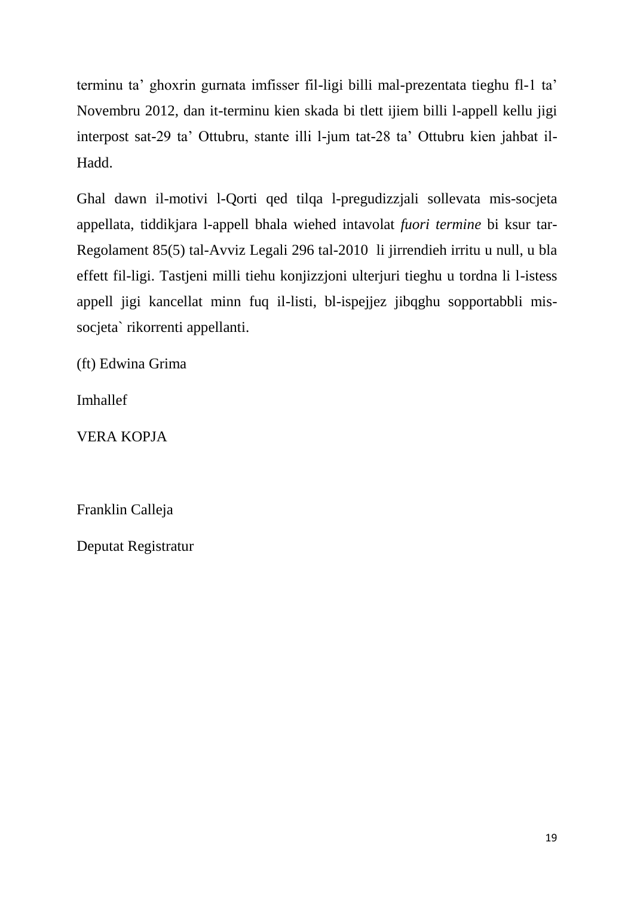terminu ta' ghoxrin gurnata imfisser fil-ligi billi mal-prezentata tieghu fl-1 ta' Novembru 2012, dan it-terminu kien skada bi tlett ijiem billi l-appell kellu jigi interpost sat-29 ta' Ottubru, stante illi l-jum tat-28 ta' Ottubru kien jahbat il-Hadd.

Ghal dawn il-motivi l-Qorti qed tilqa l-pregudizzjali sollevata mis-socjeta appellata, tiddikjara l-appell bhala wiehed intavolat *fuori termine* bi ksur tar-Regolament 85(5) tal-Avviz Legali 296 tal-2010 li jirrendieh irritu u null, u bla effett fil-ligi. Tastjeni milli tiehu konjizzjoni ulterjuri tieghu u tordna li l-istess appell jigi kancellat minn fuq il-listi, bl-ispejjez jibqghu sopportabbli mis-socjeta` rikorrenti appellanti.

(ft) Edwina Grima

Imhallef

VERA KOPJA

Franklin Calleja

Deputat Registratur